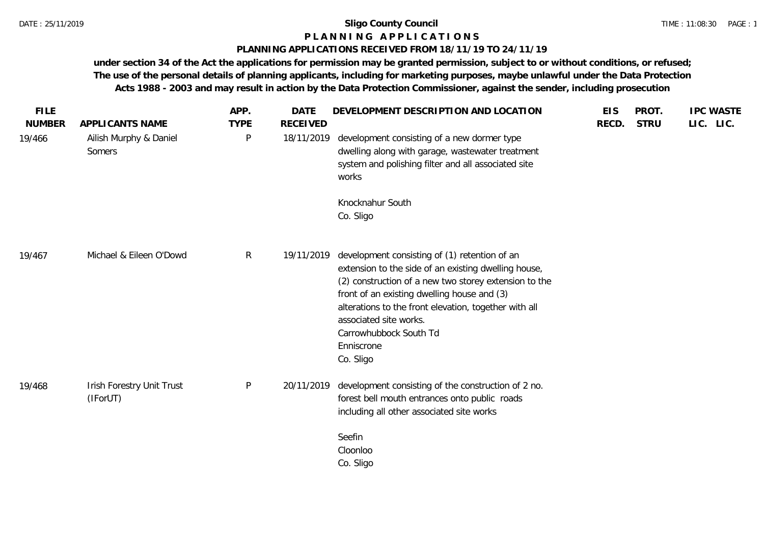# Sligo County Council

## P L A N N I N G   A P P L I C A T I O N S

### PLANNING APPLICATIONS RECEIVED FROM 18/11/19 TO 24/11/19

**under section 34 of the Act the applications for permission may be granted permission, subject to or without conditions, or refused; The use of the personal details of planning applicants, including for marketing purposes, maybe unlawful under the Data Protection Acts 1988 - 2003 and may result in action by the Data Protection Commissioner, against the sender, including prosecution**

| FILE NUMBER | APPLICANTS NAME | APP. TYPE | DATE RECEIVED | DEVELOPMENT DESCRIPTION AND LOCATION | EIS RECD. | PROT. STRU | IPC LIC. | WASTE LIC. |
|---|---|---|---|---|---|---|---|---|
| 19/466 | Ailish Murphy & Daniel Somers | P | 18/11/2019 | development consisting of a new dormer type dwelling along with garage, wastewater treatment system and polishing filter and all associated site works<br><br>Knocknahur South<br>Co. Sligo | | | | |
| 19/467 | Michael & Eileen O'Dowd | R | 19/11/2019 | development consisting of (1) retention of an extension to the side of an existing dwelling house, (2) construction of a new two storey extension to the front of an existing dwelling house and (3) alterations to the front elevation, together with all associated site works.<br>Carrowhubbock South Td<br>Enniscrone<br>Co. Sligo | | | | |
| 19/468 | Irish Forestry Unit Trust (IForUT) | P | 20/11/2019 | development consisting of the construction of 2 no. forest bell mouth entrances onto public roads including all other associated site works<br><br>Seefin<br>Cloonloo<br>Co. Sligo | | | | |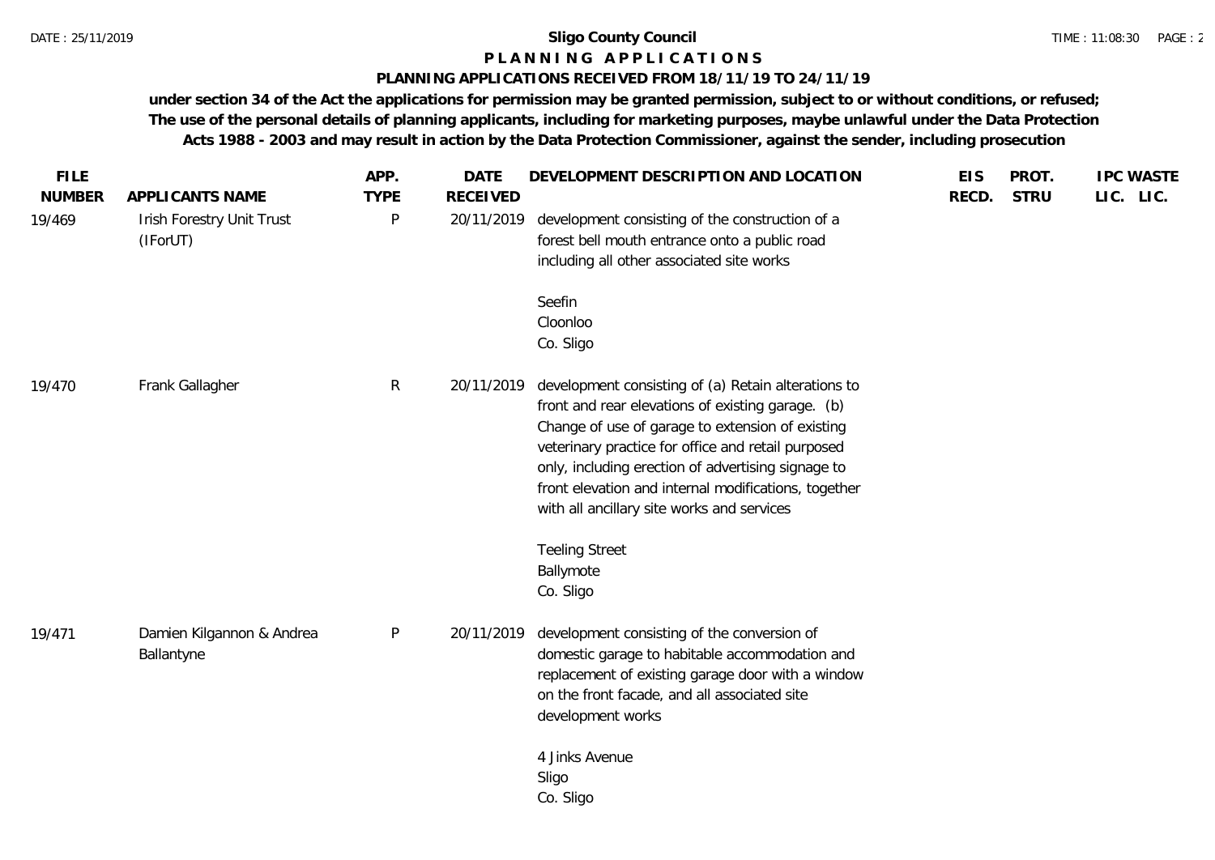**Sligo County Council**

**P L A N N I N G  A P P L I C A T I O N S**

**PLANNING APPLICATIONS RECEIVED FROM 18/11/19 TO 24/11/19**

**under section 34 of the Act the applications for permission may be granted permission, subject to or without conditions, or refused; The use of the personal details of planning applicants, including for marketing purposes, maybe unlawful under the Data Protection Acts 1988 - 2003 and may result in action by the Data Protection Commissioner, against the sender, including prosecution**

| FILE NUMBER | APPLICANTS NAME | APP. TYPE | DATE RECEIVED | DEVELOPMENT DESCRIPTION AND LOCATION | EIS RECD. | PROT. STRU | IPC LIC. | WASTE LIC. |
|---|---|---|---|---|---|---|---|---|
| 19/469 | Irish Forestry Unit Trust (IForUT) | P | 20/11/2019 | development consisting of the construction of a forest bell mouth entrance onto a public road including all other associated site works<br><br>Seefin<br>Cloonloo<br>Co. Sligo | | | | |
| 19/470 | Frank Gallagher | R | 20/11/2019 | development consisting of (a) Retain alterations to front and rear elevations of existing garage. (b) Change of use of garage to extension of existing veterinary practice for office and retail purposed only, including erection of advertising signage to front elevation and internal modifications, together with all ancillary site works and services<br><br>Teeling Street<br>Ballymote<br>Co. Sligo | | | | |
| 19/471 | Damien Kilgannon & Andrea Ballantyne | P | 20/11/2019 | development consisting of the conversion of domestic garage to habitable accommodation and replacement of existing garage door with a window on the front facade, and all associated site development works<br><br>4 Jinks Avenue<br>Sligo<br>Co. Sligo | | | | |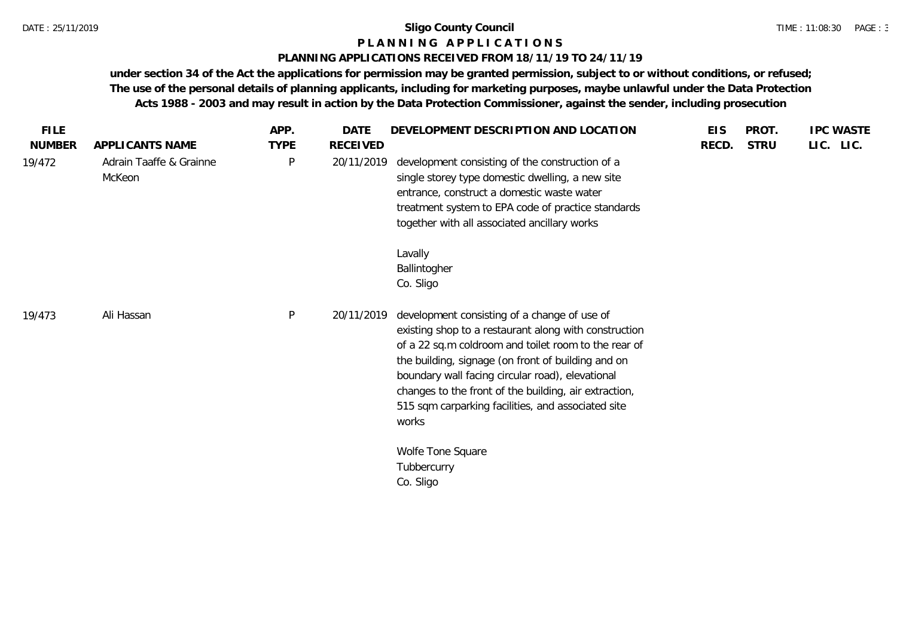## Sligo County Council

### P L A N N I N G   A P P L I C A T I O N S

### PLANNING APPLICATIONS RECEIVED FROM 18/11/19 TO 24/11/19

**under section 34 of the Act the applications for permission may be granted permission, subject to or without conditions, or refused; The use of the personal details of planning applicants, including for marketing purposes, maybe unlawful under the Data Protection Acts 1988 - 2003 and may result in action by the Data Protection Commissioner, against the sender, including prosecution**

| FILE NUMBER | APPLICANTS NAME | APP. TYPE | DATE RECEIVED | DEVELOPMENT DESCRIPTION AND LOCATION | EIS RECD. | PROT. STRU | IPC LIC. | WASTE LIC. |
|---|---|---|---|---|---|---|---|---|
| 19/472 | Adrain Taaffe & Grainne McKeon | P | 20/11/2019 | development consisting of the construction of a single storey type domestic dwelling, a new site entrance, construct a domestic waste water treatment system to EPA code of practice standards together with all associated ancillary works<br><br>Lavally<br>Ballintogher<br>Co. Sligo | | | | |
| 19/473 | Ali Hassan | P | 20/11/2019 | development consisting of a change of use of existing shop to a restaurant along with construction of a 22 sq.m coldroom and toilet room to the rear of the building, signage (on front of building and on boundary wall facing circular road), elevational changes to the front of the building, air extraction, 515 sqm carparking facilities, and associated site works<br><br>Wolfe Tone Square<br>Tubbercurry<br>Co. Sligo | | | | |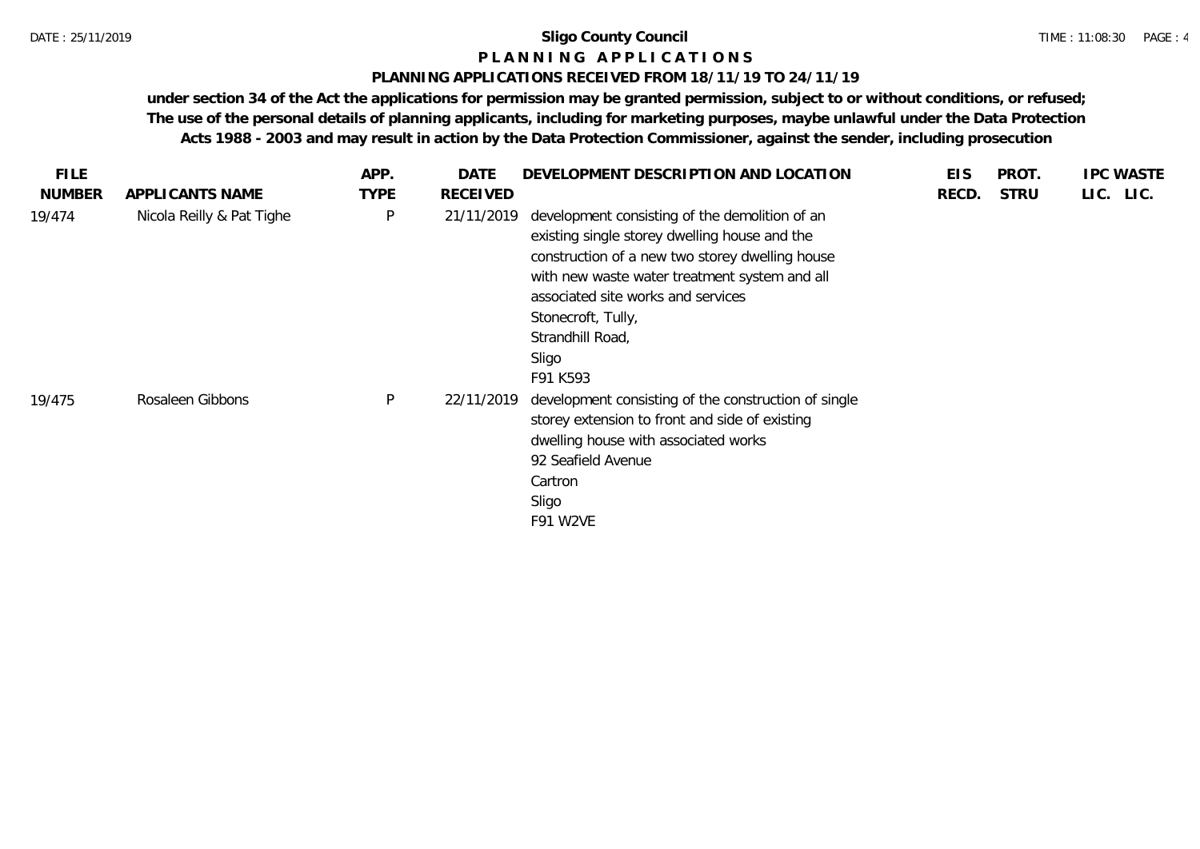**Sligo County Council**

**P L A N N I N G   A P P L I C A T I O N S**

**PLANNING APPLICATIONS RECEIVED FROM 18/11/19 TO 24/11/19**

**under section 34 of the Act the applications for permission may be granted permission, subject to or without conditions, or refused; The use of the personal details of planning applicants, including for marketing purposes, maybe unlawful under the Data Protection Acts 1988 - 2003 and may result in action by the Data Protection Commissioner, against the sender, including prosecution**

| FILE NUMBER | APPLICANTS NAME | APP. TYPE | DATE RECEIVED | DEVELOPMENT DESCRIPTION AND LOCATION | EIS RECD. | PROT. STRU | IPC LIC. | WASTE LIC. |
|---|---|---|---|---|---|---|---|---|
| 19/474 | Nicola Reilly & Pat Tighe | P | 21/11/2019 | development consisting of the demolition of an existing single storey dwelling house and the construction of a new two storey dwelling house with new waste water treatment system and all associated site works and services<br>Stonecroft, Tully,<br>Strandhill Road,<br>Sligo<br>F91 K593 | | | | |
| 19/475 | Rosaleen Gibbons | P | 22/11/2019 | development consisting of the construction of single storey extension to front and side of existing dwelling house with associated works<br>92 Seafield Avenue<br>Cartron<br>Sligo<br>F91 W2VE | | | | |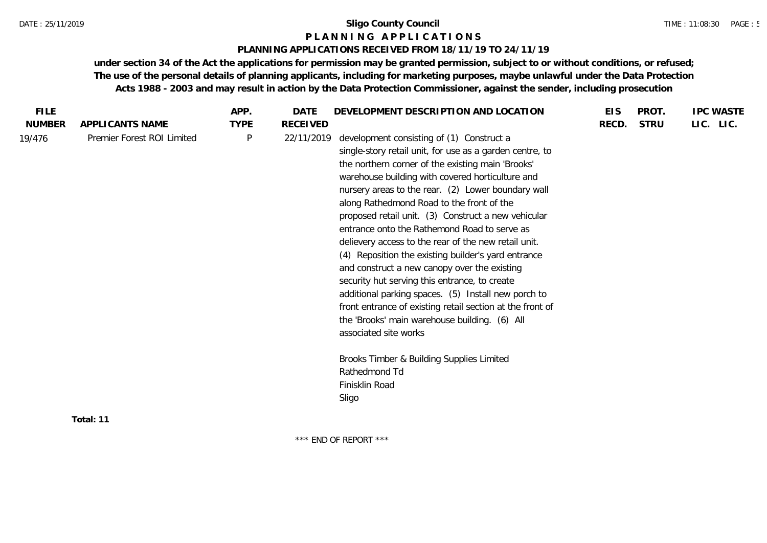**Sligo County Council**

**PLANNING APPLICATIONS**

**PLANNING APPLICATIONS RECEIVED FROM 18/11/19 TO 24/11/19**

**under section 34 of the Act the applications for permission may be granted permission, subject to or without conditions, or refused; The use of the personal details of planning applicants, including for marketing purposes, maybe unlawful under the Data Protection Acts 1988 - 2003 and may result in action by the Data Protection Commissioner, against the sender, including prosecution**

| FILE NUMBER | APPLICANTS NAME | APP. TYPE | DATE RECEIVED | DEVELOPMENT DESCRIPTION AND LOCATION | EIS RECD. | PROT. STRU | IPC LIC. | WASTE LIC. |
|---|---|---|---|---|---|---|---|---|
| 19/476 | Premier Forest ROI Limited | P | 22/11/2019 | development consisting of (1) Construct a single-story retail unit, for use as a garden centre, to the northern corner of the existing main 'Brooks' warehouse building with covered horticulture and nursery areas to the rear. (2) Lower boundary wall along Rathedmond Road to the front of the proposed retail unit. (3) Construct a new vehicular entrance onto the Rathemond Road to serve as delievery access to the rear of the new retail unit. (4) Reposition the existing builder's yard entrance and construct a new canopy over the existing security hut serving this entrance, to create additional parking spaces. (5) Install new porch to front entrance of existing retail section at the front of the 'Brooks' main warehouse building. (6) All associated site works<br><br>Brooks Timber & Building Supplies Limited<br>Rathedmond Td<br>Finisklin Road<br>Sligo | | | | |

**Total: 11**

\*\*\* END OF REPORT \*\*\*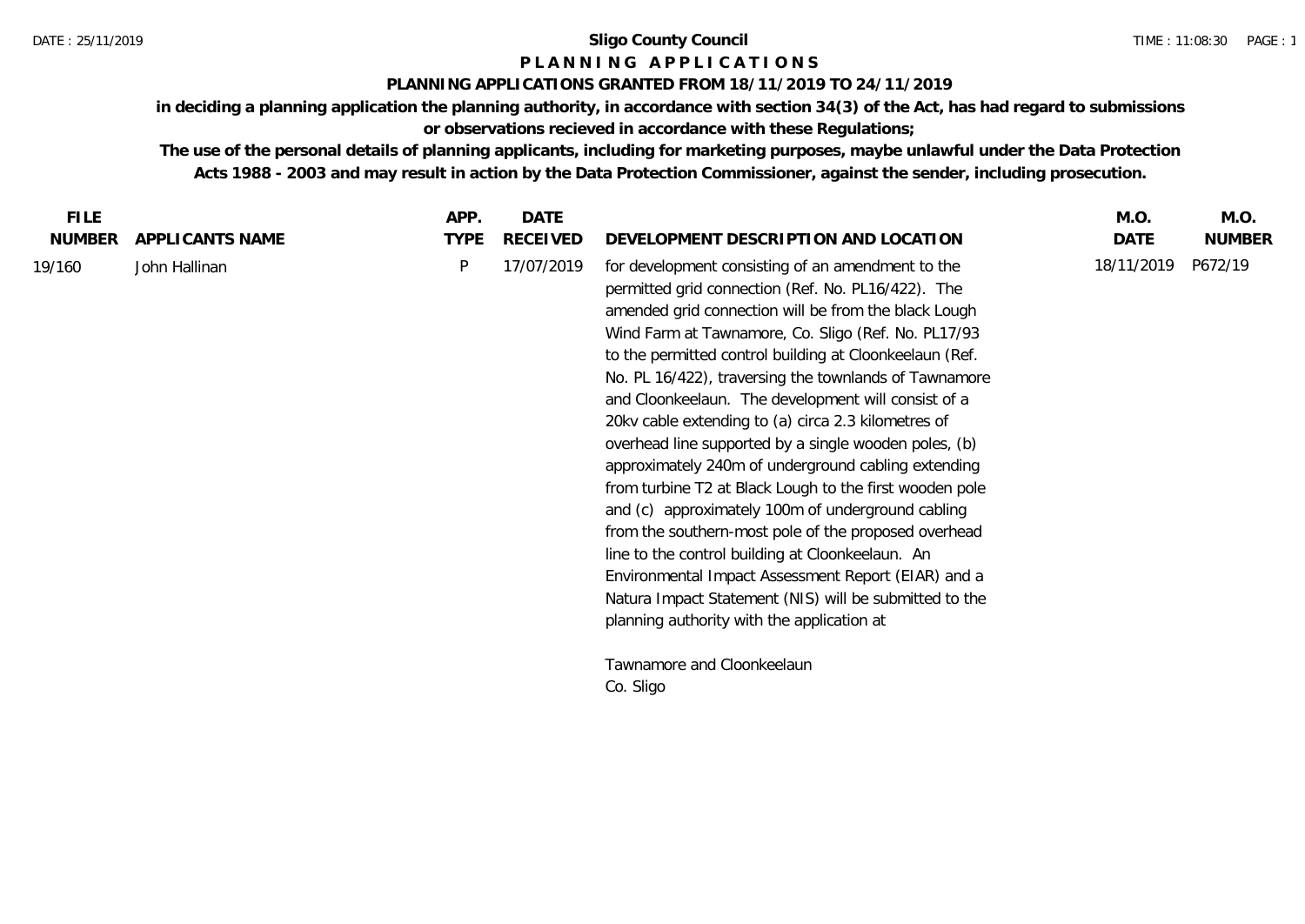**Sligo County Council**

**P L A N N I N G   A P P L I C A T I O N S**

**PLANNING APPLICATIONS GRANTED FROM 18/11/2019 TO 24/11/2019**

**in deciding a planning application the planning authority, in accordance with section 34(3) of the Act, has had regard to submissions or observations recieved in accordance with these Regulations;**

**The use of the personal details of planning applicants, including for marketing purposes, maybe unlawful under the Data Protection Acts 1988 - 2003 and may result in action by the Data Protection Commissioner, against the sender, including prosecution.**

| FILE NUMBER | APPLICANTS NAME | APP. TYPE | DATE RECEIVED | DEVELOPMENT DESCRIPTION AND LOCATION | M.O. DATE | M.O. NUMBER |
|---|---|---|---|---|---|---|
| 19/160 | John Hallinan | P | 17/07/2019 | for development consisting of an amendment to the permitted grid connection (Ref. No. PL16/422). The amended grid connection will be from the black Lough Wind Farm at Tawnamore, Co. Sligo (Ref. No. PL17/93 to the permitted control building at Cloonkeelaun (Ref. No. PL 16/422), traversing the townlands of Tawnamore and Cloonkeelaun. The development will consist of a 20kv cable extending to (a) circa 2.3 kilometres of overhead line supported by a single wooden poles, (b) approximately 240m of underground cabling extending from turbine T2 at Black Lough to the first wooden pole and (c) approximately 100m of underground cabling from the southern-most pole of the proposed overhead line to the control building at Cloonkeelaun. An Environmental Impact Assessment Report (EIAR) and a Natura Impact Statement (NIS) will be submitted to the planning authority with the application at<br><br>Tawnamore and Cloonkeelaun<br>Co. Sligo | 18/11/2019 | P672/19 |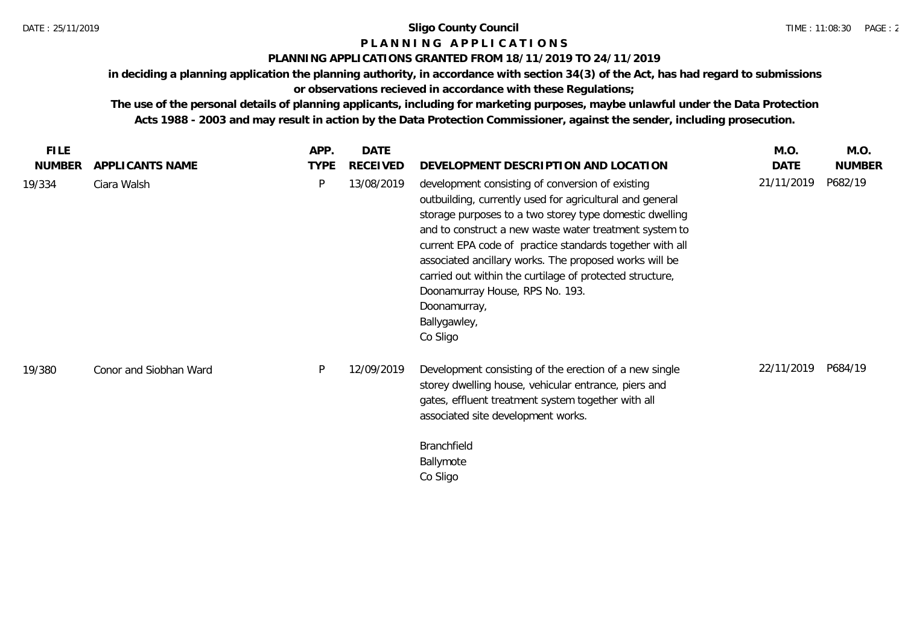**Sligo County Council**

**P L A N N I N G   A P P L I C A T I O N S**

**PLANNING APPLICATIONS GRANTED FROM 18/11/2019 TO 24/11/2019**

**in deciding a planning application the planning authority, in accordance with section 34(3) of the Act, has had regard to submissions or observations recieved in accordance with these Regulations;**

**The use of the personal details of planning applicants, including for marketing purposes, maybe unlawful under the Data Protection Acts 1988 - 2003 and may result in action by the Data Protection Commissioner, against the sender, including prosecution.**

| FILE NUMBER | APPLICANTS NAME | APP. TYPE | DATE RECEIVED | DEVELOPMENT DESCRIPTION AND LOCATION | M.O. DATE | M.O. NUMBER |
|---|---|---|---|---|---|---|
| 19/334 | Ciara Walsh | P | 13/08/2019 | development consisting of conversion of existing outbuilding, currently used for agricultural and general storage purposes to a two storey type domestic dwelling and to construct a new waste water treatment system to current EPA code of practice standards together with all associated ancillary works. The proposed works will be carried out within the curtilage of protected structure, Doonamurray House, RPS No. 193.<br>Doonamurray,<br>Ballygawley,<br>Co Sligo | 21/11/2019 | P682/19 |
| 19/380 | Conor and Siobhan Ward | P | 12/09/2019 | Development consisting of the erection of a new single storey dwelling house, vehicular entrance, piers and gates, effluent treatment system together with all associated site development works.<br><br>Branchfield<br>Ballymote<br>Co Sligo | 22/11/2019 | P684/19 |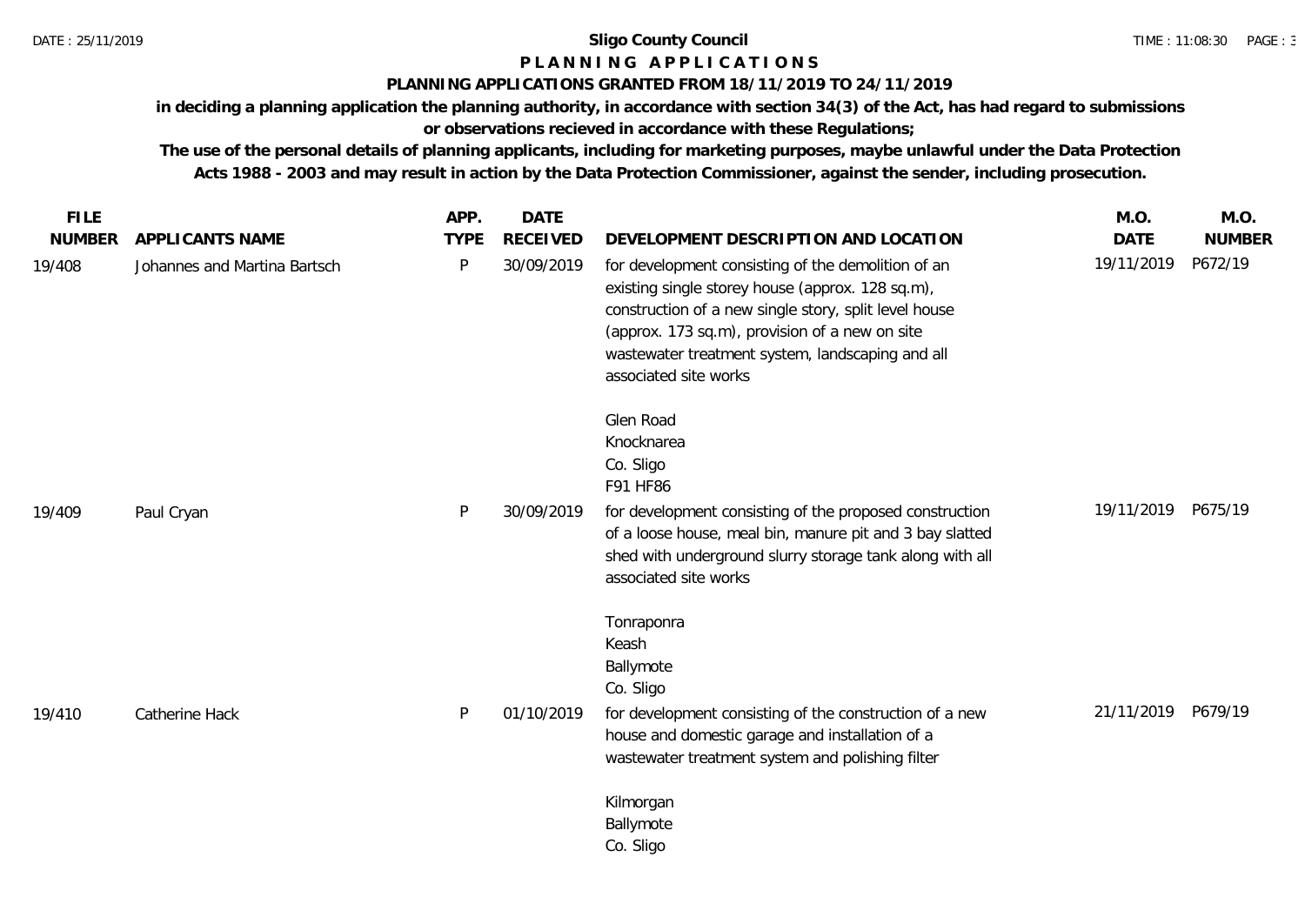**Sligo County Council**

**P L A N N I N G   A P P L I C A T I O N S**

**PLANNING APPLICATIONS GRANTED FROM 18/11/2019 TO 24/11/2019**

**in deciding a planning application the planning authority, in accordance with section 34(3) of the Act, has had regard to submissions or observations recieved in accordance with these Regulations;**

**The use of the personal details of planning applicants, including for marketing purposes, maybe unlawful under the Data Protection Acts 1988 - 2003 and may result in action by the Data Protection Commissioner, against the sender, including prosecution.**

| FILE NUMBER | APPLICANTS NAME | APP. TYPE | DATE RECEIVED | DEVELOPMENT DESCRIPTION AND LOCATION | M.O. DATE | M.O. NUMBER |
|---|---|---|---|---|---|---|
| 19/408 | Johannes and Martina Bartsch | P | 30/09/2019 | for development consisting of the demolition of an existing single storey house (approx. 128 sq.m), construction of a new single story, split level house (approx. 173 sq.m), provision of a new on site wastewater treatment system, landscaping and all associated site works<br><br>Glen Road<br>Knocknarea<br>Co. Sligo<br>F91 HF86 | 19/11/2019 | P672/19 |
| 19/409 | Paul Cryan | P | 30/09/2019 | for development consisting of the proposed construction of a loose house, meal bin, manure pit and 3 bay slatted shed with underground slurry storage tank along with all associated site works<br><br>Tonraponra<br>Keash<br>Ballymote<br>Co. Sligo | 19/11/2019 | P675/19 |
| 19/410 | Catherine Hack | P | 01/10/2019 | for development consisting of the construction of a new house and domestic garage and installation of a wastewater treatment system and polishing filter<br><br>Kilmorgan<br>Ballymote<br>Co. Sligo | 21/11/2019 | P679/19 |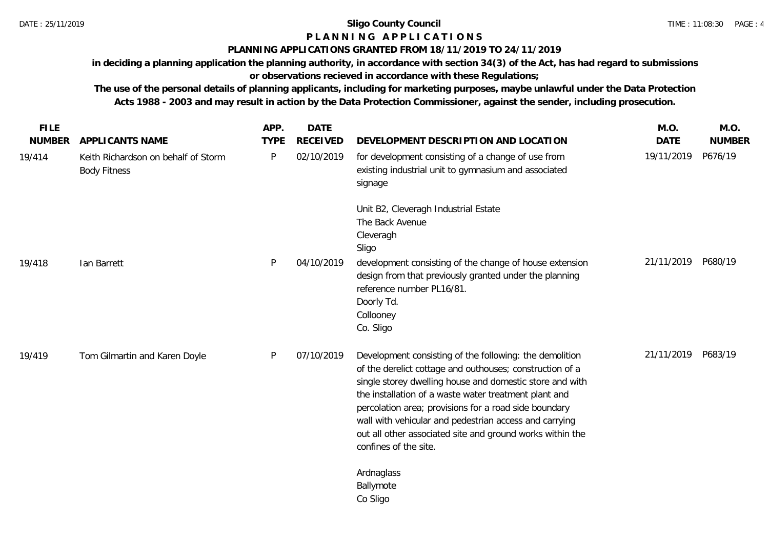**Sligo County Council**

**P L A N N I N G   A P P L I C A T I O N S**

**PLANNING APPLICATIONS GRANTED FROM 18/11/2019 TO 24/11/2019**

**in deciding a planning application the planning authority, in accordance with section 34(3) of the Act, has had regard to submissions or observations recieved in accordance with these Regulations;**

**The use of the personal details of planning applicants, including for marketing purposes, maybe unlawful under the Data Protection Acts 1988 - 2003 and may result in action by the Data Protection Commissioner, against the sender, including prosecution.**

| FILE NUMBER | APPLICANTS NAME | APP. TYPE | DATE RECEIVED | DEVELOPMENT DESCRIPTION AND LOCATION | M.O. DATE | M.O. NUMBER |
|---|---|---|---|---|---|---|
| 19/414 | Keith Richardson on behalf of Storm Body Fitness | P | 02/10/2019 | for development consisting of a change of use from existing industrial unit to gymnasium and associated signage<br><br>Unit B2, Cleveragh Industrial Estate<br>The Back Avenue<br>Cleveragh<br>Sligo | 19/11/2019 | P676/19 |
| 19/418 | Ian Barrett | P | 04/10/2019 | development consisting of the change of house extension design from that previously granted under the planning reference number PL16/81.<br>Doorly Td.<br>Collooney<br>Co. Sligo | 21/11/2019 | P680/19 |
| 19/419 | Tom Gilmartin and Karen Doyle | P | 07/10/2019 | Development consisting of the following: the demolition of the derelict cottage and outhouses; construction of a single storey dwelling house and domestic store and with the installation of a waste water treatment plant and percolation area; provisions for a road side boundary wall with vehicular and pedestrian access and carrying out all other associated site and ground works within the confines of the site.<br><br>Ardnaglass<br>Ballymote<br>Co Sligo | 21/11/2019 | P683/19 |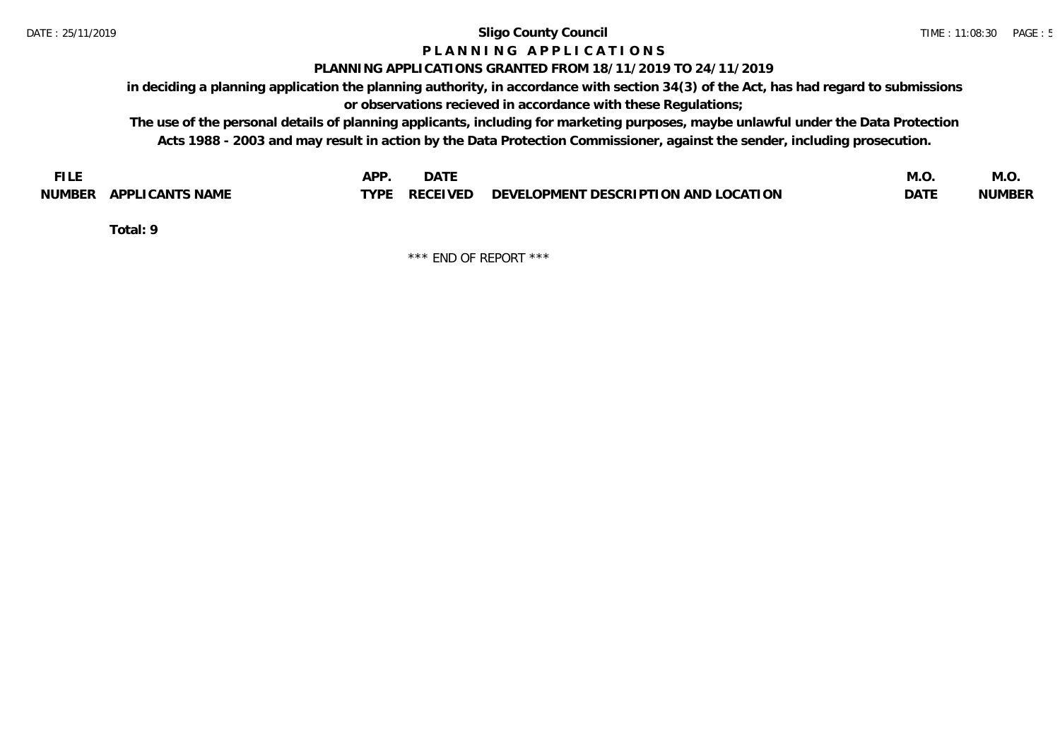# Sligo County Council

## P L A N N I N G  A P P L I C A T I O N S

### PLANNING APPLICATIONS GRANTED FROM 18/11/2019 TO 24/11/2019

**in deciding a planning application the planning authority, in accordance with section 34(3) of the Act, has had regard to submissions or observations recieved in accordance with these Regulations;**

**The use of the personal details of planning applicants, including for marketing purposes, maybe unlawful under the Data Protection Acts 1988 - 2003 and may result in action by the Data Protection Commissioner, against the sender, including prosecution.**

| FILE NUMBER | APPLICANTS NAME | APP. TYPE | DATE RECEIVED | DEVELOPMENT DESCRIPTION AND LOCATION | M.O. DATE | M.O. NUMBER |
|---|---|---|---|---|---|---|

**Total: 9**

\*\*\* END OF REPORT \*\*\*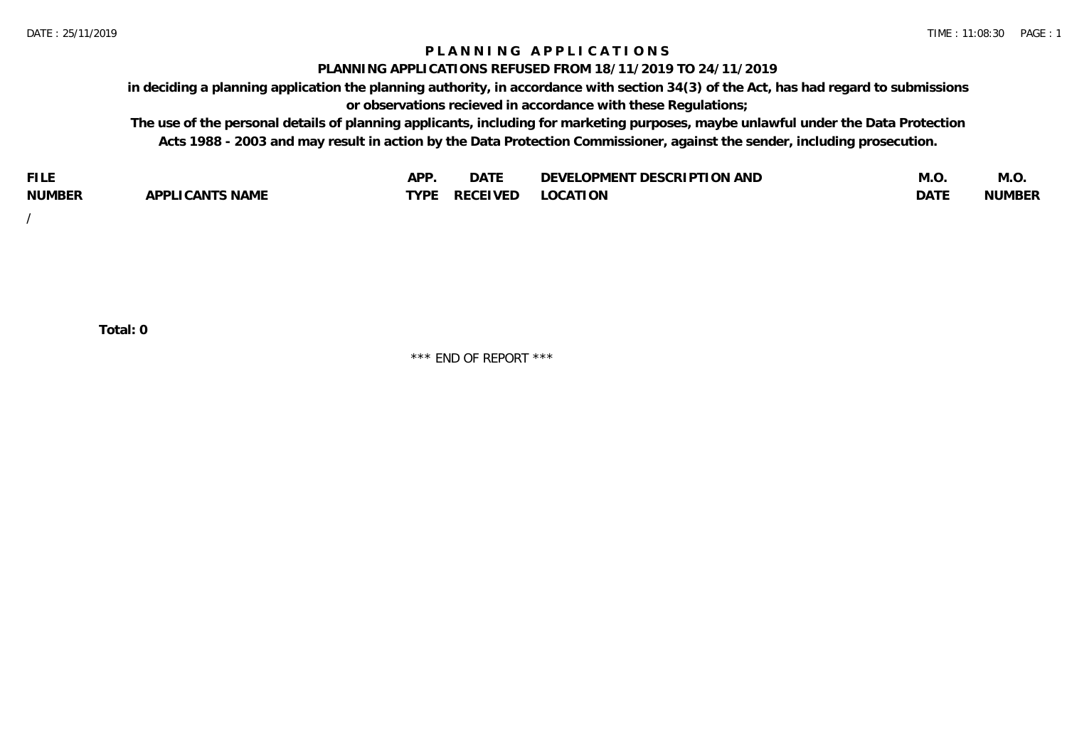# PLANNING APPLICATIONS

## PLANNING APPLICATIONS REFUSED FROM 18/11/2019 TO 24/11/2019

**in deciding a planning application the planning authority, in accordance with section 34(3) of the Act, has had regard to submissions or observations recieved in accordance with these Regulations;**

**The use of the personal details of planning applicants, including for marketing purposes, maybe unlawful under the Data Protection Acts 1988 - 2003 and may result in action by the Data Protection Commissioner, against the sender, including prosecution.**

| FILE NUMBER | APPLICANTS NAME | APP. TYPE | DATE RECEIVED | DEVELOPMENT DESCRIPTION AND LOCATION | M.O. DATE | M.O. NUMBER |
|---|---|---|---|---|---|---|
| / | | | | | | |

**Total: 0**

*** END OF REPORT ***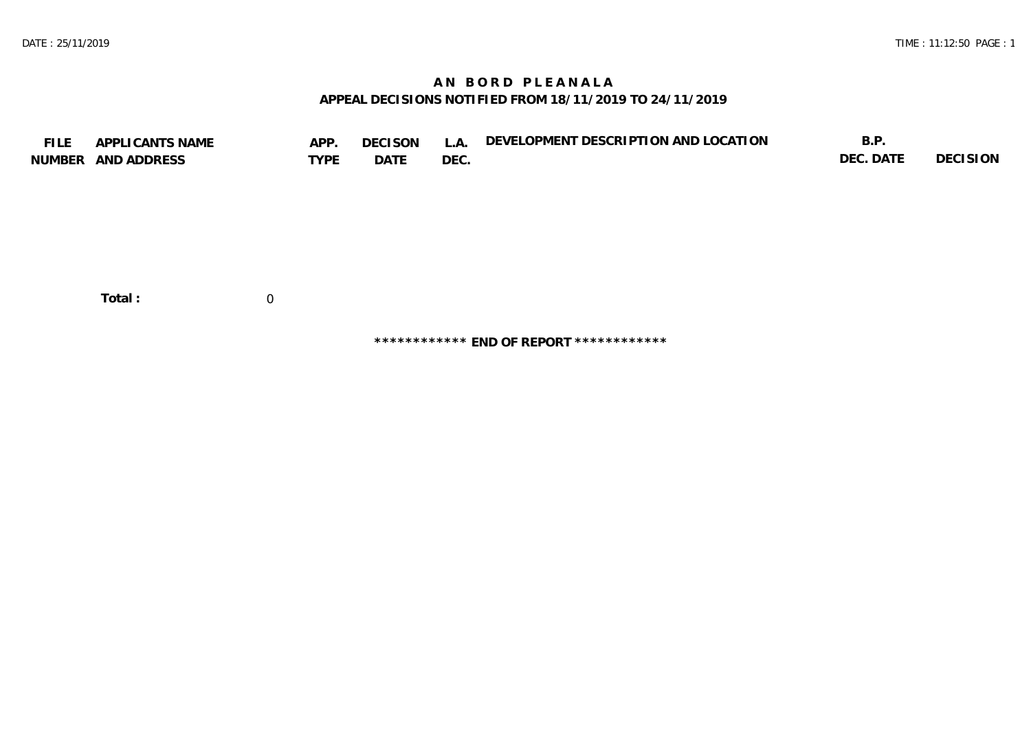# AN BORD PLEANALA
## APPEAL DECISIONS NOTIFIED FROM 18/11/2019 TO 24/11/2019

| FILE NUMBER | APPLICANTS NAME AND ADDRESS | APP. TYPE | DECISON DATE | L.A. DEC. | DEVELOPMENT DESCRIPTION AND LOCATION | B.P. DEC. DATE | DECISION |
|---|---|---|---|---|---|---|---|

**Total :** 0

************ **END OF REPORT** ************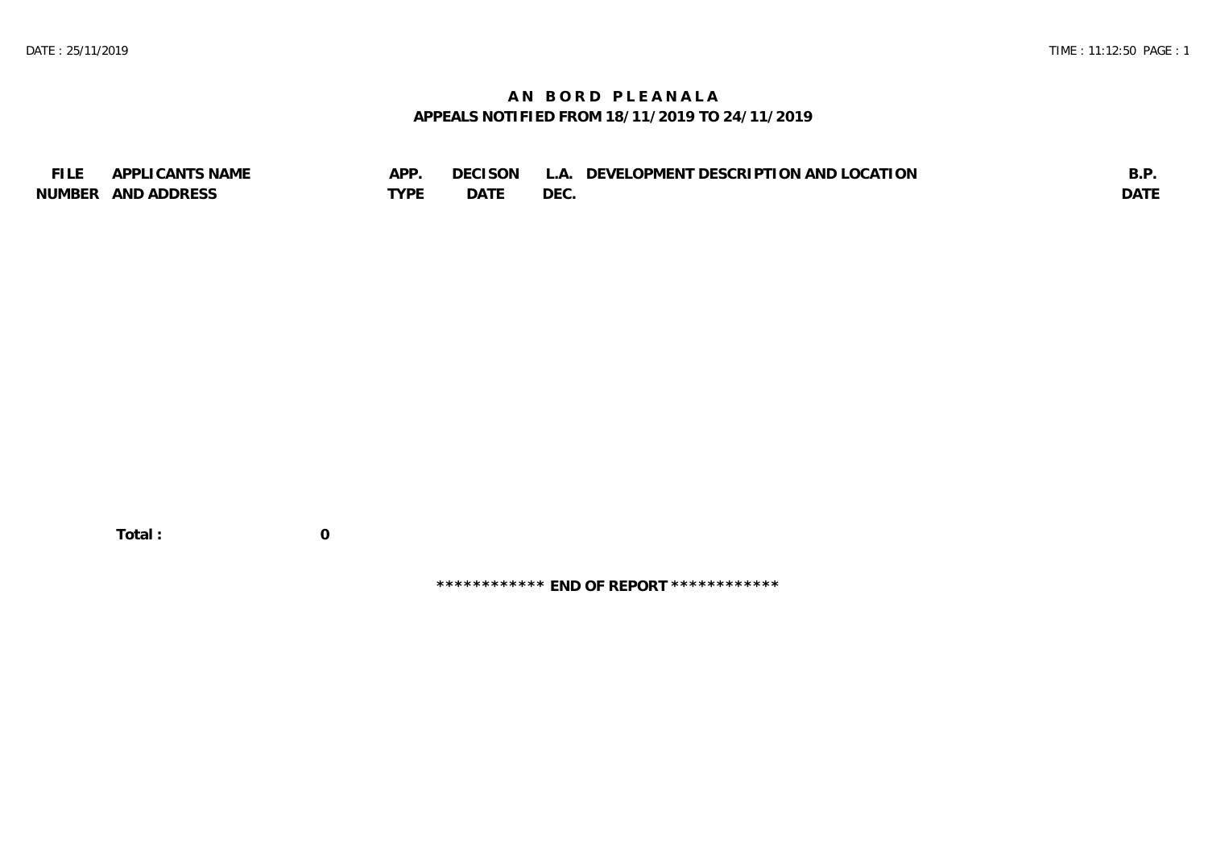# AN BORD PLEANALA

## APPEALS NOTIFIED FROM 18/11/2019 TO 24/11/2019

| FILE NUMBER | APPLICANTS NAME AND ADDRESS | APP. TYPE | DECISON DATE | L.A. DEC. | DEVELOPMENT DESCRIPTION AND LOCATION | B.P. DATE |
|---|---|---|---|---|---|---|

**Total : 0**

**************** END OF REPORT ****************